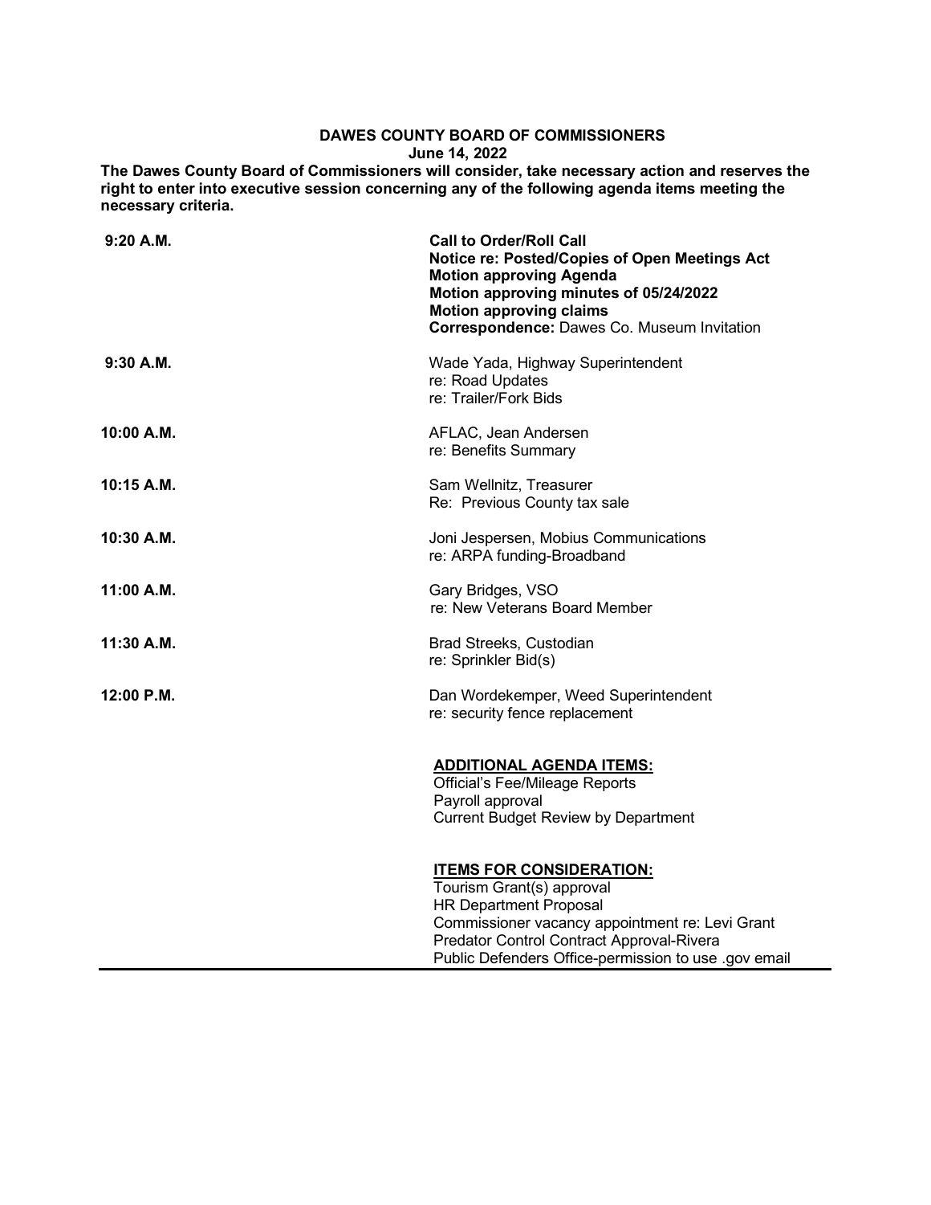# DAWES COUNTY BOARD OF COMMISSIONERS

**June 14, 2022**

**The Dawes County Board of Commissioners will consider, take necessary action and reserves the right to enter into executive session concerning any of the following agenda items meeting the necessary criteria.**

| | |
|---|---|
| **9:20 A.M.** | **Call to Order/Roll Call**<br>**Notice re: Posted/Copies of Open Meetings Act**<br>**Motion approving Agenda**<br>**Motion approving minutes of 05/24/2022**<br>**Motion approving claims**<br>**Correspondence:** Dawes Co. Museum Invitation |
| **9:30 A.M.** | Wade Yada, Highway Superintendent<br>re: Road Updates<br>re: Trailer/Fork Bids |
| **10:00 A.M.** | AFLAC, Jean Andersen<br>re: Benefits Summary |
| **10:15 A.M.** | Sam Wellnitz, Treasurer<br>Re: Previous County tax sale |
| **10:30 A.M.** | Joni Jespersen, Mobius Communications<br>re: ARPA funding-Broadband |
| **11:00 A.M.** | Gary Bridges, VSO<br>re: New Veterans Board Member |
| **11:30 A.M.** | Brad Streeks, Custodian<br>re: Sprinkler Bid(s) |
| **12:00 P.M.** | Dan Wordekemper, Weed Superintendent<br>re: security fence replacement |

**ADDITIONAL AGENDA ITEMS:**

Official's Fee/Mileage Reports
Payroll approval
Current Budget Review by Department

**ITEMS FOR CONSIDERATION:**

Tourism Grant(s) approval
HR Department Proposal
Commissioner vacancy appointment re: Levi Grant
Predator Control Contract Approval-Rivera
Public Defenders Office-permission to use .gov email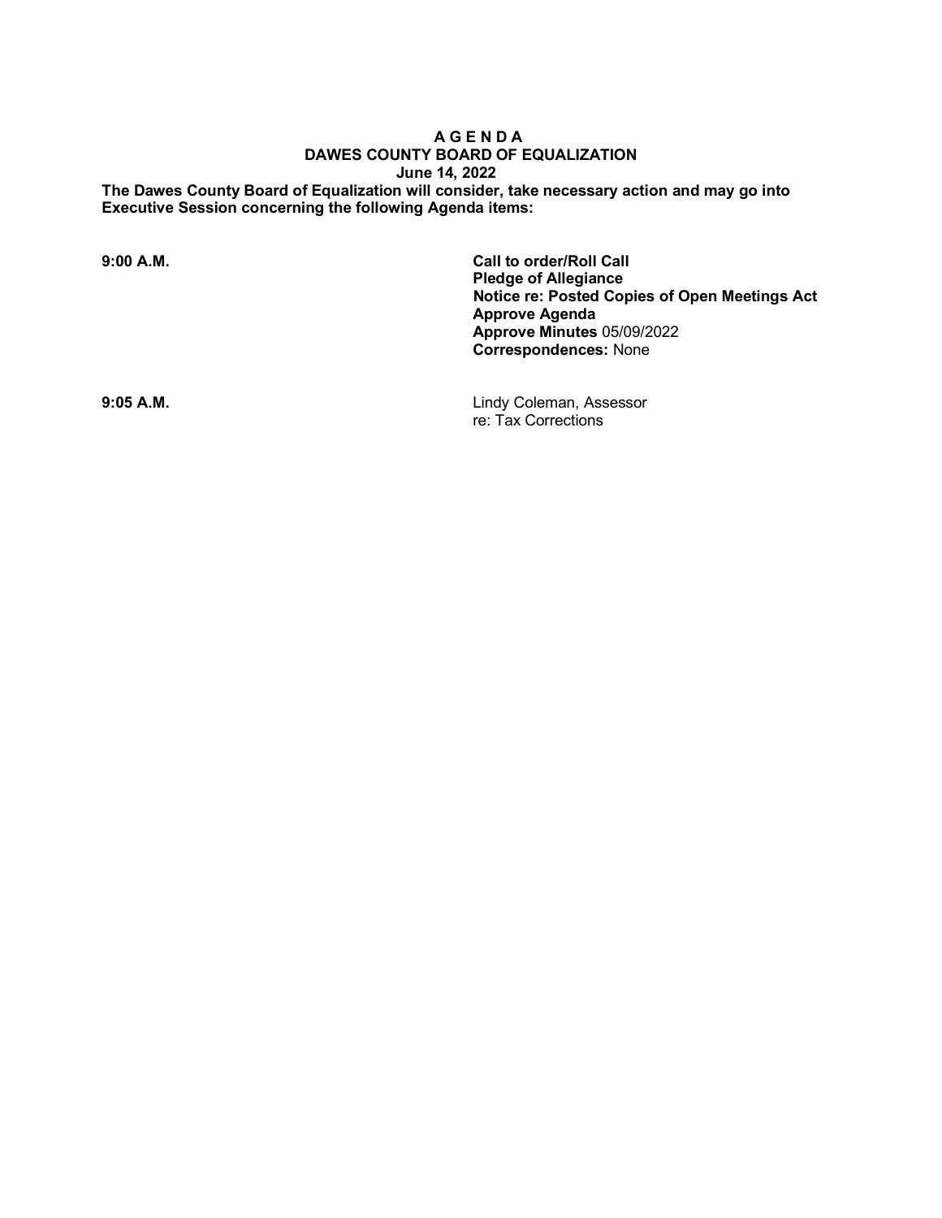# A G E N D A
## DAWES COUNTY BOARD OF EQUALIZATION
### June 14, 2022

**The Dawes County Board of Equalization will consider, take necessary action and may go into Executive Session concerning the following Agenda items:**

| | |
|---|---|
| **9:00 A.M.** | **Call to order/Roll Call**<br>**Pledge of Allegiance**<br>**Notice re: Posted Copies of Open Meetings Act**<br>**Approve Agenda**<br>**Approve Minutes** 05/09/2022<br>**Correspondences:** None |
| **9:05 A.M.** | Lindy Coleman, Assessor<br>re: Tax Corrections |